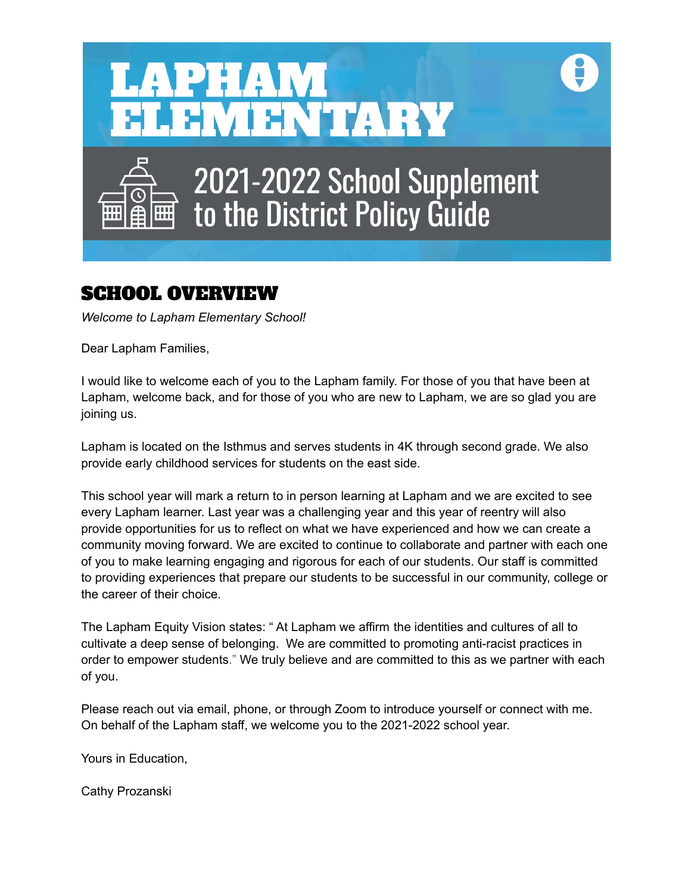# LAPHAM ELEMENTARY

## 2021-2022 School Supplement to the District Policy Guide

## SCHOOL OVERVIEW

*Welcome to Lapham Elementary School!*

Dear Lapham Families,

I would like to welcome each of you to the Lapham family. For those of you that have been at Lapham, welcome back, and for those of you who are new to Lapham, we are so glad you are joining us.

Lapham is located on the Isthmus and serves students in 4K through second grade. We also provide early childhood services for students on the east side.

This school year will mark a return to in person learning at Lapham and we are excited to see every Lapham learner. Last year was a challenging year and this year of reentry will also provide opportunities for us to reflect on what we have experienced and how we can create a community moving forward. We are excited to continue to collaborate and partner with each one of you to make learning engaging and rigorous for each of our students. Our staff is committed to providing experiences that prepare our students to be successful in our community, college or the career of their choice.

The Lapham Equity Vision states: " At Lapham we affirm the identities and cultures of all to cultivate a deep sense of belonging. We are committed to promoting anti-racist practices in order to empower students." We truly believe and are committed to this as we partner with each of you.

Please reach out via email, phone, or through Zoom to introduce yourself or connect with me. On behalf of the Lapham staff, we welcome you to the 2021-2022 school year.

Yours in Education,

Cathy Prozanski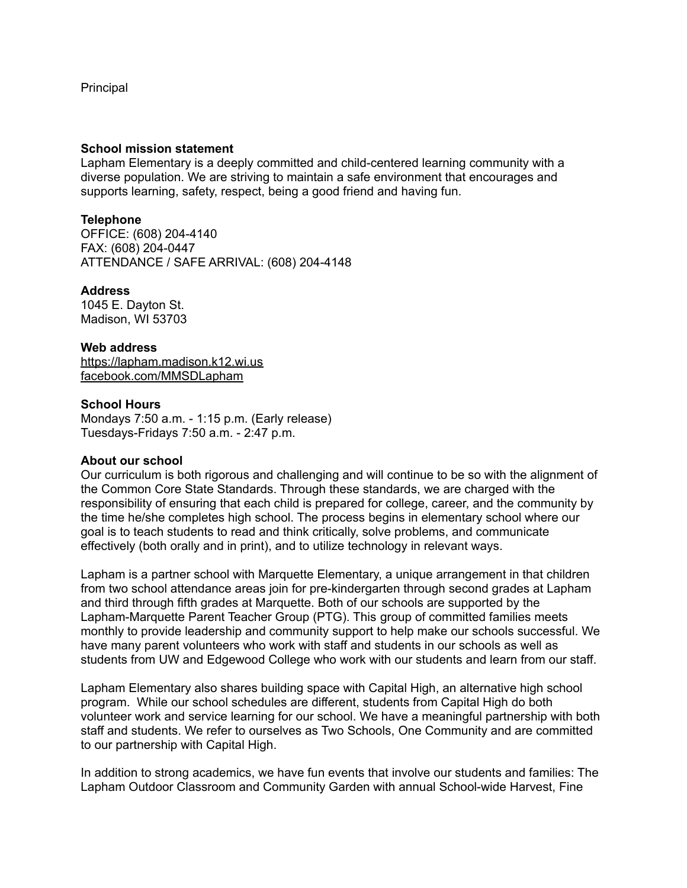Principal

**School mission statement**
Lapham Elementary is a deeply committed and child-centered learning community with a diverse population. We are striving to maintain a safe environment that encourages and supports learning, safety, respect, being a good friend and having fun.

**Telephone**
OFFICE: (608) 204-4140
FAX: (608) 204-0447
ATTENDANCE / SAFE ARRIVAL: (608) 204-4148

**Address**
1045 E. Dayton St.
Madison, WI 53703

**Web address**
https://lapham.madison.k12.wi.us
facebook.com/MMSDLapham

**School Hours**
Mondays 7:50 a.m. - 1:15 p.m. (Early release)
Tuesdays-Fridays 7:50 a.m. - 2:47 p.m.

**About our school**
Our curriculum is both rigorous and challenging and will continue to be so with the alignment of the Common Core State Standards. Through these standards, we are charged with the responsibility of ensuring that each child is prepared for college, career, and the community by the time he/she completes high school. The process begins in elementary school where our goal is to teach students to read and think critically, solve problems, and communicate effectively (both orally and in print), and to utilize technology in relevant ways.

Lapham is a partner school with Marquette Elementary, a unique arrangement in that children from two school attendance areas join for pre-kindergarten through second grades at Lapham and third through fifth grades at Marquette. Both of our schools are supported by the Lapham-Marquette Parent Teacher Group (PTG). This group of committed families meets monthly to provide leadership and community support to help make our schools successful. We have many parent volunteers who work with staff and students in our schools as well as students from UW and Edgewood College who work with our students and learn from our staff.

Lapham Elementary also shares building space with Capital High, an alternative high school program. While our school schedules are different, students from Capital High do both volunteer work and service learning for our school. We have a meaningful partnership with both staff and students. We refer to ourselves as Two Schools, One Community and are committed to our partnership with Capital High.

In addition to strong academics, we have fun events that involve our students and families: The Lapham Outdoor Classroom and Community Garden with annual School-wide Harvest, Fine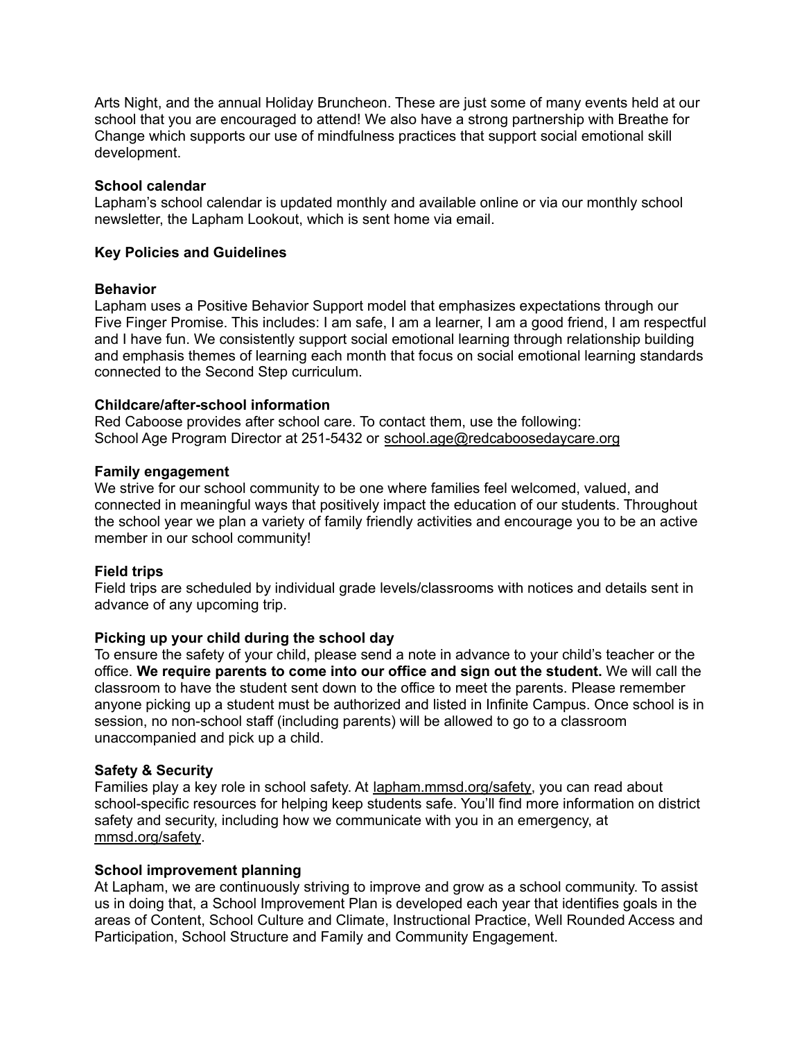Arts Night, and the annual Holiday Bruncheon. These are just some of many events held at our school that you are encouraged to attend! We also have a strong partnership with Breathe for Change which supports our use of mindfulness practices that support social emotional skill development.

**School calendar**
Lapham's school calendar is updated monthly and available online or via our monthly school newsletter, the Lapham Lookout, which is sent home via email.

## Key Policies and Guidelines

**Behavior**
Lapham uses a Positive Behavior Support model that emphasizes expectations through our Five Finger Promise. This includes: I am safe, I am a learner, I am a good friend, I am respectful and I have fun. We consistently support social emotional learning through relationship building and emphasis themes of learning each month that focus on social emotional learning standards connected to the Second Step curriculum.

**Childcare/after-school information**
Red Caboose provides after school care. To contact them, use the following:
School Age Program Director at 251-5432 or school.age@redcaboosedaycare.org

**Family engagement**
We strive for our school community to be one where families feel welcomed, valued, and connected in meaningful ways that positively impact the education of our students. Throughout the school year we plan a variety of family friendly activities and encourage you to be an active member in our school community!

**Field trips**
Field trips are scheduled by individual grade levels/classrooms with notices and details sent in advance of any upcoming trip.

**Picking up your child during the school day**
To ensure the safety of your child, please send a note in advance to your child's teacher or the office. **We require parents to come into our office and sign out the student.** We will call the classroom to have the student sent down to the office to meet the parents. Please remember anyone picking up a student must be authorized and listed in Infinite Campus. Once school is in session, no non-school staff (including parents) will be allowed to go to a classroom unaccompanied and pick up a child.

**Safety & Security**
Families play a key role in school safety. At lapham.mmsd.org/safety, you can read about school-specific resources for helping keep students safe. You'll find more information on district safety and security, including how we communicate with you in an emergency, at mmsd.org/safety.

**School improvement planning**
At Lapham, we are continuously striving to improve and grow as a school community. To assist us in doing that, a School Improvement Plan is developed each year that identifies goals in the areas of Content, School Culture and Climate, Instructional Practice, Well Rounded Access and Participation, School Structure and Family and Community Engagement.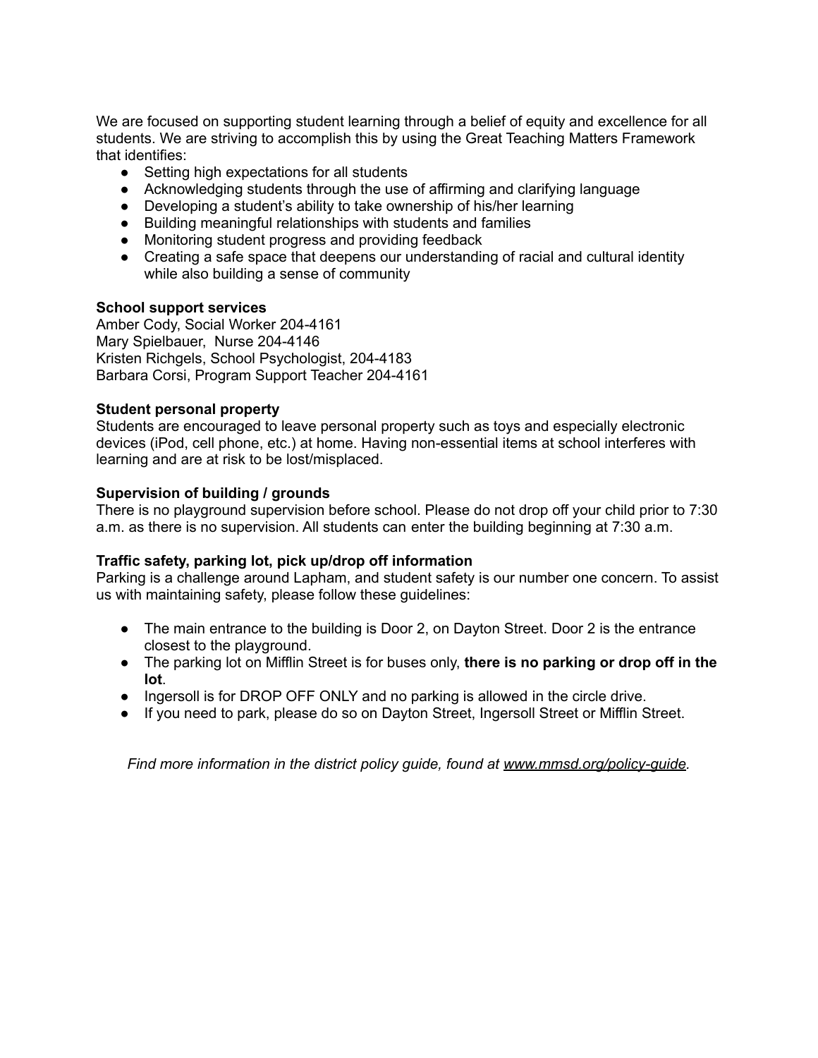We are focused on supporting student learning through a belief of equity and excellence for all students. We are striving to accomplish this by using the Great Teaching Matters Framework that identifies:

- Setting high expectations for all students
- Acknowledging students through the use of affirming and clarifying language
- Developing a student's ability to take ownership of his/her learning
- Building meaningful relationships with students and families
- Monitoring student progress and providing feedback
- Creating a safe space that deepens our understanding of racial and cultural identity while also building a sense of community

**School support services**

Amber Cody, Social Worker 204-4161
Mary Spielbauer, Nurse 204-4146
Kristen Richgels, School Psychologist, 204-4183
Barbara Corsi, Program Support Teacher 204-4161

**Student personal property**

Students are encouraged to leave personal property such as toys and especially electronic devices (iPod, cell phone, etc.) at home. Having non-essential items at school interferes with learning and are at risk to be lost/misplaced.

**Supervision of building / grounds**

There is no playground supervision before school. Please do not drop off your child prior to 7:30 a.m. as there is no supervision. All students can enter the building beginning at 7:30 a.m.

**Traffic safety, parking lot, pick up/drop off information**

Parking is a challenge around Lapham, and student safety is our number one concern. To assist us with maintaining safety, please follow these guidelines:

- The main entrance to the building is Door 2, on Dayton Street. Door 2 is the entrance closest to the playground.
- The parking lot on Mifflin Street is for buses only, **there is no parking or drop off in the lot**.
- Ingersoll is for DROP OFF ONLY and no parking is allowed in the circle drive.
- If you need to park, please do so on Dayton Street, Ingersoll Street or Mifflin Street.

*Find more information in the district policy guide, found at [www.mmsd.org/policy-guide](http://www.mmsd.org/policy-guide).*